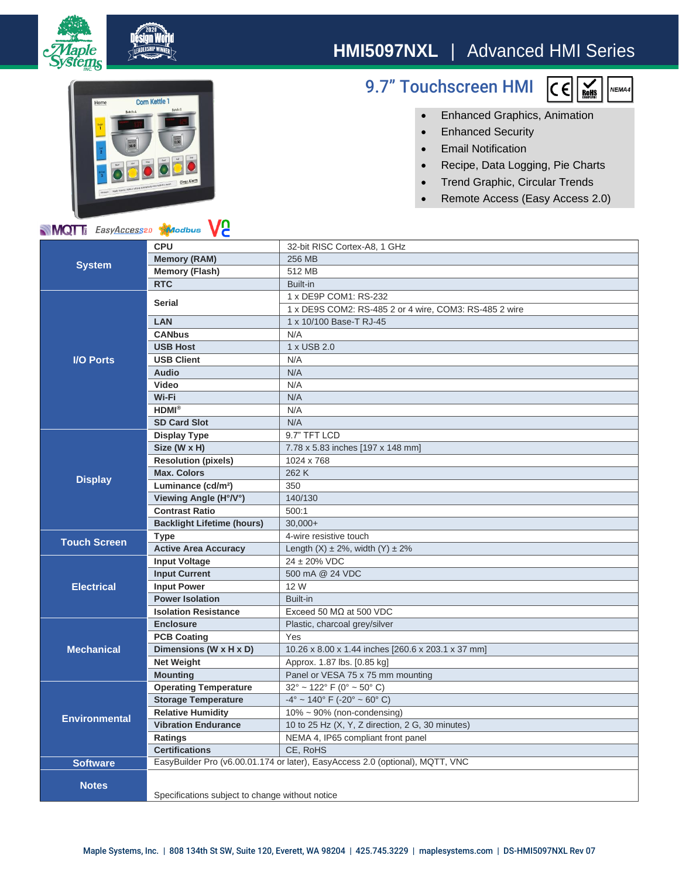# HMI5097NXL | Advanced HMI Series

## 9.7" Touchscreen HMI

- Enhanced Graphics, Animation
- Enhanced Security
- Email Notification
- Recipe, Data Logging, Pie Charts
- Trend Graphic, Circular Trends
- Remote Access (Easy Access 2.0)

| | | |
|---|---|---|
| **System** | **CPU** | 32-bit RISC Cortex-A8, 1 GHz |
| | **Memory (RAM)** | 256 MB |
| | **Memory (Flash)** | 512 MB |
| | **RTC** | Built-in |
| **I/O Ports** | **Serial** | 1 x DE9P COM1: RS-232 |
| | | 1 x DE9S COM2: RS-485 2 or 4 wire, COM3: RS-485 2 wire |
| | **LAN** | 1 x 10/100 Base-T RJ-45 |
| | **CANbus** | N/A |
| | **USB Host** | 1 x USB 2.0 |
| | **USB Client** | N/A |
| | **Audio** | N/A |
| | **Video** | N/A |
| | **Wi-Fi** | N/A |
| | **HDMI®** | N/A |
| | **SD Card Slot** | N/A |
| **Display** | **Display Type** | 9.7" TFT LCD |
| | **Size (W x H)** | 7.78 x 5.83 inches [197 x 148 mm] |
| | **Resolution (pixels)** | 1024 x 768 |
| | **Max. Colors** | 262 K |
| | **Luminance (cd/m²)** | 350 |
| | **Viewing Angle (H°/V°)** | 140/130 |
| | **Contrast Ratio** | 500:1 |
| | **Backlight Lifetime (hours)** | 30,000+ |
| **Touch Screen** | **Type** | 4-wire resistive touch |
| | **Active Area Accuracy** | Length (X) ± 2%, width (Y) ± 2% |
| **Electrical** | **Input Voltage** | 24 ± 20% VDC |
| | **Input Current** | 500 mA @ 24 VDC |
| | **Input Power** | 12 W |
| | **Power Isolation** | Built-in |
| | **Isolation Resistance** | Exceed 50 MΩ at 500 VDC |
| **Mechanical** | **Enclosure** | Plastic, charcoal grey/silver |
| | **PCB Coating** | Yes |
| | **Dimensions (W x H x D)** | 10.26 x 8.00 x 1.44 inches [260.6 x 203.1 x 37 mm] |
| | **Net Weight** | Approx. 1.87 lbs. [0.85 kg] |
| | **Mounting** | Panel or VESA 75 x 75 mm mounting |
| **Environmental** | **Operating Temperature** | 32° ~ 122° F (0° ~ 50° C) |
| | **Storage Temperature** | -4° ~ 140° F (-20° ~ 60° C) |
| | **Relative Humidity** | 10% ~ 90% (non-condensing) |
| | **Vibration Endurance** | 10 to 25 Hz (X, Y, Z direction, 2 G, 30 minutes) |
| | **Ratings** | NEMA 4, IP65 compliant front panel |
| | **Certifications** | CE, RoHS |
| **Software** | EasyBuilder Pro (v6.00.01.174 or later), EasyAccess 2.0 (optional), MQTT, VNC | |
| **Notes** | Specifications subject to change without notice | |

Maple Systems, Inc. | 808 134th St SW, Suite 120, Everett, WA 98204 | 425.745.3229 | maplesystems.com | DS-HMI5097NXL Rev 07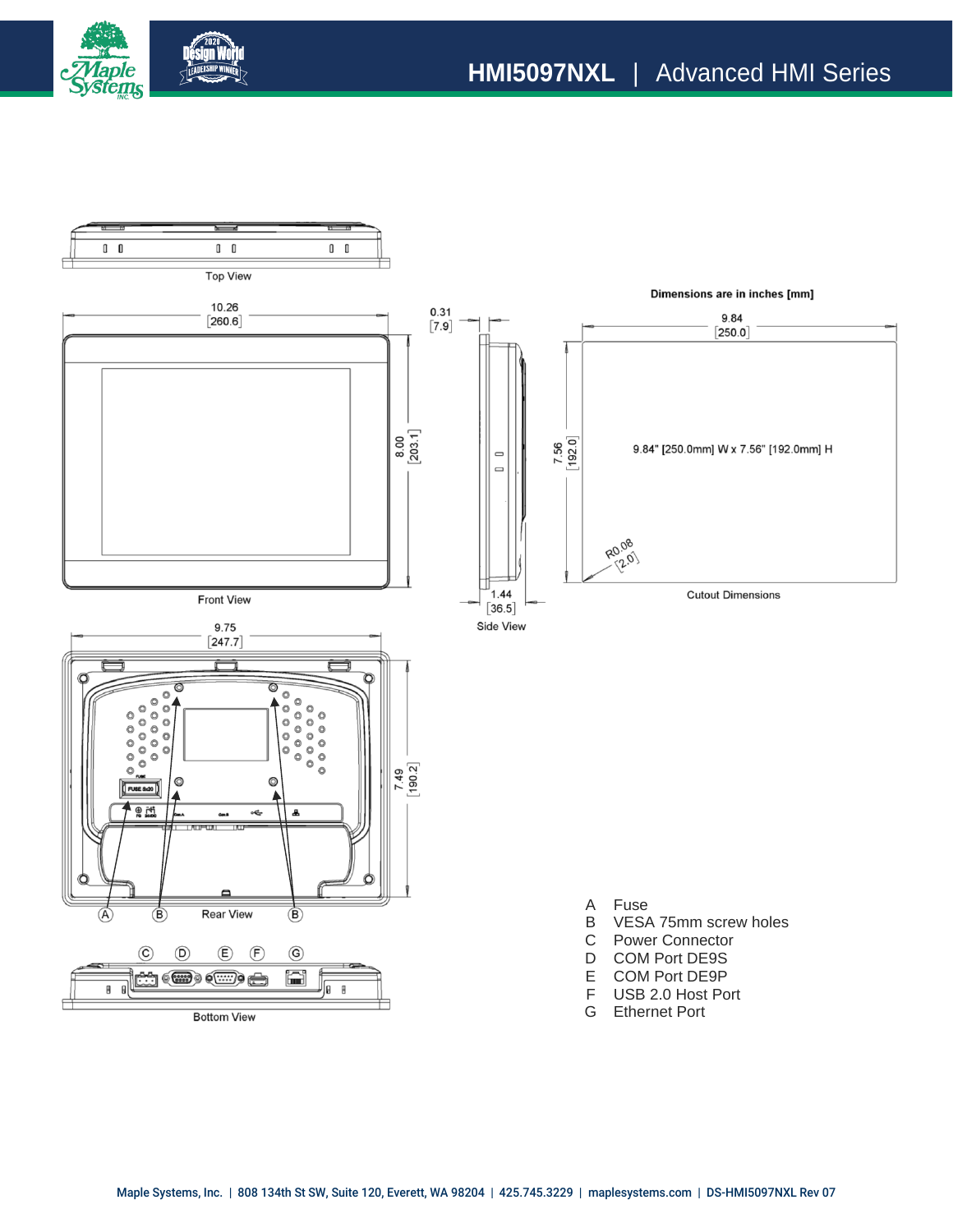# HMI5097NXL | Advanced HMI Series

Top View

Dimensions are in inches [mm]

10.26
[260.6]

8.00
[203.1]

Front View

0.31
[7.9]

1.44
[36.5]

Side View

9.84
[250.0]

7.56
[192.0]

9.84" [250.0mm] W x 7.56" [192.0mm] H

R0.08
[2.0]

Cutout Dimensions

9.75
[247.7]

7.49
[190.2]

Rear View

Bottom View

A Fuse
B VESA 75mm screw holes
C Power Connector
D COM Port DE9S
E COM Port DE9P
F USB 2.0 Host Port
G Ethernet Port

Maple Systems, Inc. | 808 134th St SW, Suite 120, Everett, WA 98204 | 425.745.3229 | maplesystems.com | DS-HMI5097NXL Rev 07